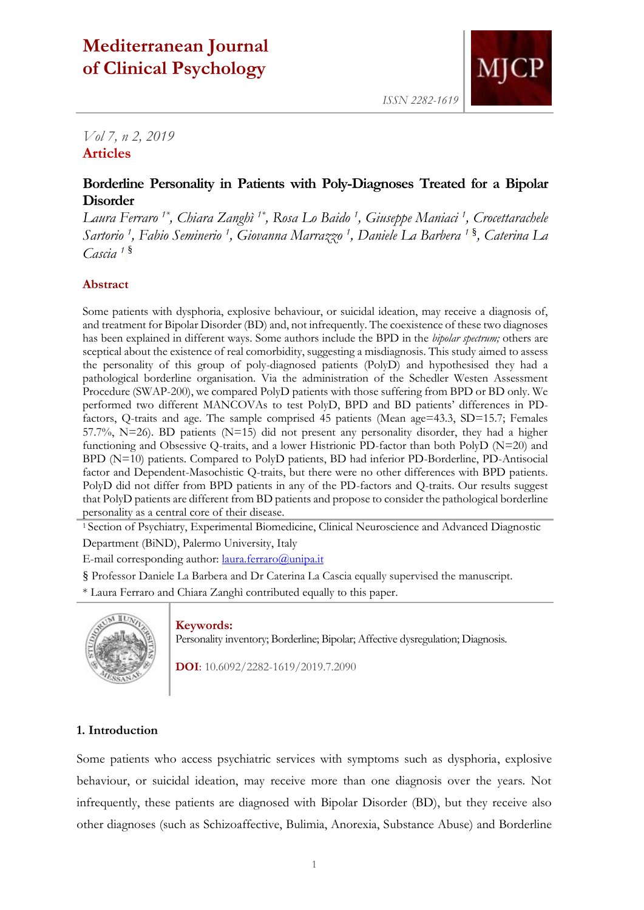# Mediterranean Journal of Clinical Psychology

ISSN 2282-1619

*Vol 7, n 2, 2019*

**Articles**

## Borderline Personality in Patients with Poly-Diagnoses Treated for a Bipolar Disorder

*Laura Ferraro [1*], Chiara Zanghì [1*], Rosa Lo Baido [1], Giuseppe Maniaci [1], Crocettarachele Sartorio [1], Fabio Seminerio [1], Giovanna Marrazzo [1], Daniele La Barbera [1 §], Caterina La Cascia [1 §]*

### Abstract

Some patients with dysphoria, explosive behaviour, or suicidal ideation, may receive a diagnosis of, and treatment for Bipolar Disorder (BD) and, not infrequently. The coexistence of these two diagnoses has been explained in different ways. Some authors include the BPD in the *bipolar spectrum;* others are sceptical about the existence of real comorbidity, suggesting a misdiagnosis. This study aimed to assess the personality of this group of poly-diagnosed patients (PolyD) and hypothesised they had a pathological borderline organisation. Via the administration of the Schedler Westen Assessment Procedure (SWAP-200), we compared PolyD patients with those suffering from BPD or BD only. We performed two different MANCOVAs to test PolyD, BPD and BD patients' differences in PD-factors, Q-traits and age. The sample comprised 45 patients (Mean age=43.3, SD=15.7; Females 57.7%, N=26). BD patients (N=15) did not present any personality disorder, they had a higher functioning and Obsessive Q-traits, and a lower Histrionic PD-factor than both PolyD (N=20) and BPD (N=10) patients. Compared to PolyD patients, BD had inferior PD-Borderline, PD-Antisocial factor and Dependent-Masochistic Q-traits, but there were no other differences with BPD patients. PolyD did not differ from BPD patients in any of the PD-factors and Q-traits. Our results suggest that PolyD patients are different from BD patients and propose to consider the pathological borderline personality as a central core of their disease.

[1] Section of Psychiatry, Experimental Biomedicine, Clinical Neuroscience and Advanced Diagnostic Department (BiND), Palermo University, Italy

E-mail corresponding author: laura.ferraro@unipa.it

§ Professor Daniele La Barbera and Dr Caterina La Cascia equally supervised the manuscript.

\* Laura Ferraro and Chiara Zanghì contributed equally to this paper.

**Keywords:**
Personality inventory; Borderline; Bipolar; Affective dysregulation; Diagnosis.

**DOI**: 10.6092/2282-1619/2019.7.2090

### 1. Introduction

Some patients who access psychiatric services with symptoms such as dysphoria, explosive behaviour, or suicidal ideation, may receive more than one diagnosis over the years. Not infrequently, these patients are diagnosed with Bipolar Disorder (BD), but they receive also other diagnoses (such as Schizoaffective, Bulimia, Anorexia, Substance Abuse) and Borderline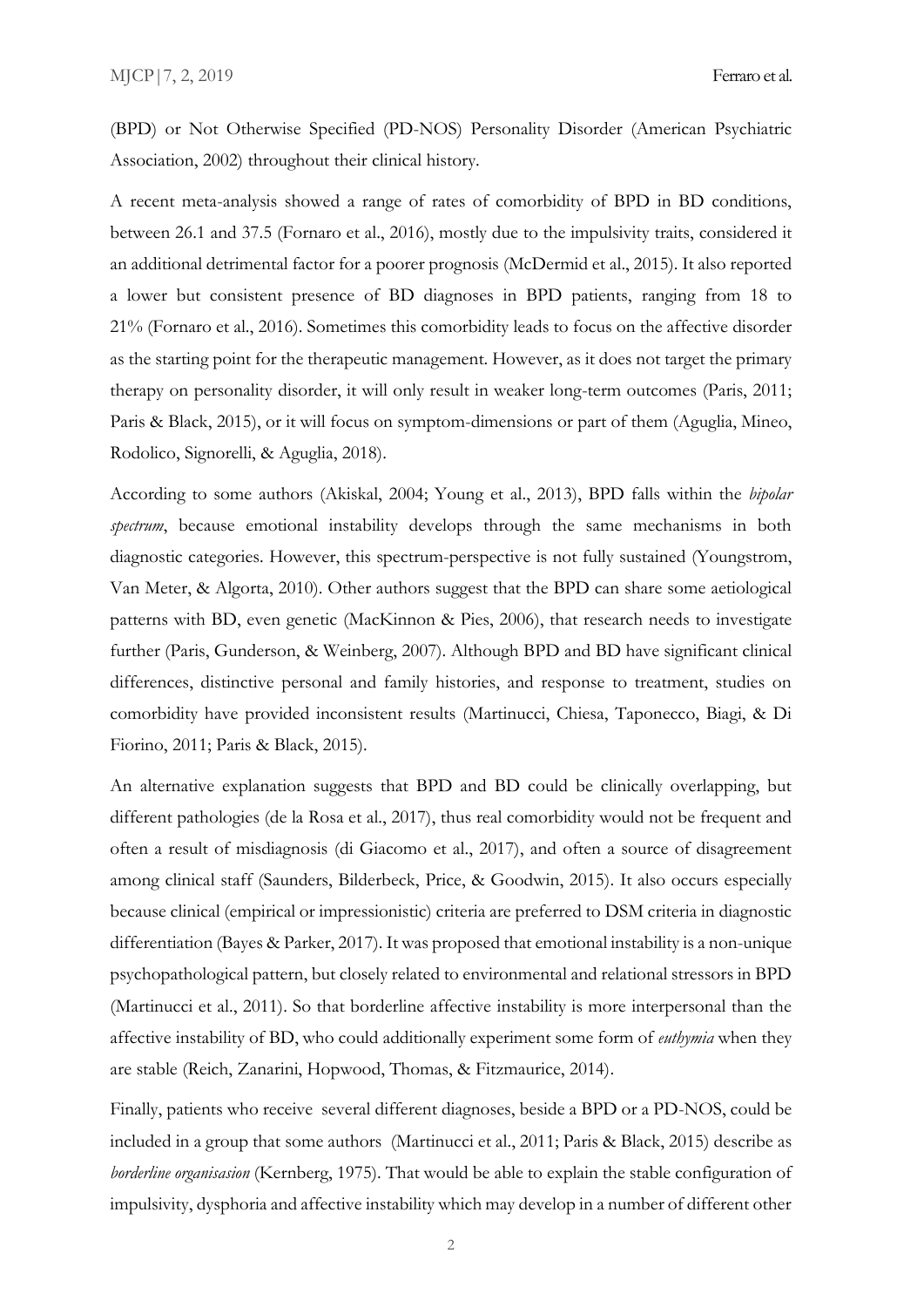(BPD) or Not Otherwise Specified (PD-NOS) Personality Disorder (American Psychiatric Association, 2002) throughout their clinical history.

A recent meta-analysis showed a range of rates of comorbidity of BPD in BD conditions, between 26.1 and 37.5 (Fornaro et al., 2016), mostly due to the impulsivity traits, considered it an additional detrimental factor for a poorer prognosis (McDermid et al., 2015). It also reported a lower but consistent presence of BD diagnoses in BPD patients, ranging from 18 to 21% (Fornaro et al., 2016). Sometimes this comorbidity leads to focus on the affective disorder as the starting point for the therapeutic management. However, as it does not target the primary therapy on personality disorder, it will only result in weaker long-term outcomes (Paris, 2011; Paris & Black, 2015), or it will focus on symptom-dimensions or part of them (Aguglia, Mineo, Rodolico, Signorelli, & Aguglia, 2018).

According to some authors (Akiskal, 2004; Young et al., 2013), BPD falls within the *bipolar spectrum*, because emotional instability develops through the same mechanisms in both diagnostic categories. However, this spectrum-perspective is not fully sustained (Youngstrom, Van Meter, & Algorta, 2010). Other authors suggest that the BPD can share some aetiological patterns with BD, even genetic (MacKinnon & Pies, 2006), that research needs to investigate further (Paris, Gunderson, & Weinberg, 2007). Although BPD and BD have significant clinical differences, distinctive personal and family histories, and response to treatment, studies on comorbidity have provided inconsistent results (Martinucci, Chiesa, Taponecco, Biagi, & Di Fiorino, 2011; Paris & Black, 2015).

An alternative explanation suggests that BPD and BD could be clinically overlapping, but different pathologies (de la Rosa et al., 2017), thus real comorbidity would not be frequent and often a result of misdiagnosis (di Giacomo et al., 2017), and often a source of disagreement among clinical staff (Saunders, Bilderbeck, Price, & Goodwin, 2015). It also occurs especially because clinical (empirical or impressionistic) criteria are preferred to DSM criteria in diagnostic differentiation (Bayes & Parker, 2017). It was proposed that emotional instability is a non-unique psychopathological pattern, but closely related to environmental and relational stressors in BPD (Martinucci et al., 2011). So that borderline affective instability is more interpersonal than the affective instability of BD, who could additionally experiment some form of *euthymia* when they are stable (Reich, Zanarini, Hopwood, Thomas, & Fitzmaurice, 2014).

Finally, patients who receive several different diagnoses, beside a BPD or a PD-NOS, could be included in a group that some authors (Martinucci et al., 2011; Paris & Black, 2015) describe as *borderline organisasion* (Kernberg, 1975). That would be able to explain the stable configuration of impulsivity, dysphoria and affective instability which may develop in a number of different other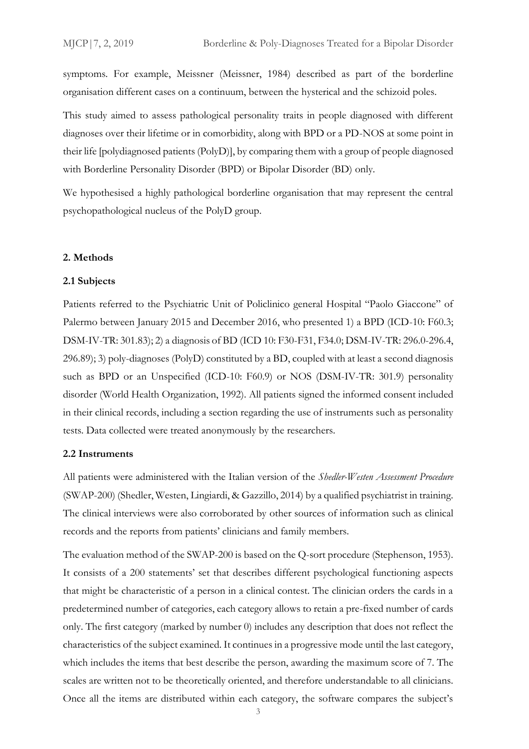symptoms. For example, Meissner (Meissner, 1984) described as part of the borderline organisation different cases on a continuum, between the hysterical and the schizoid poles.

This study aimed to assess pathological personality traits in people diagnosed with different diagnoses over their lifetime or in comorbidity, along with BPD or a PD-NOS at some point in their life [polydiagnosed patients (PolyD)], by comparing them with a group of people diagnosed with Borderline Personality Disorder (BPD) or Bipolar Disorder (BD) only.

We hypothesised a highly pathological borderline organisation that may represent the central psychopathological nucleus of the PolyD group.

## 2. Methods

### 2.1 Subjects

Patients referred to the Psychiatric Unit of Policlinico general Hospital "Paolo Giaccone" of Palermo between January 2015 and December 2016, who presented 1) a BPD (ICD-10: F60.3; DSM-IV-TR: 301.83); 2) a diagnosis of BD (ICD 10: F30-F31, F34.0; DSM-IV-TR: 296.0-296.4, 296.89); 3) poly-diagnoses (PolyD) constituted by a BD, coupled with at least a second diagnosis such as BPD or an Unspecified (ICD-10: F60.9) or NOS (DSM-IV-TR: 301.9) personality disorder (World Health Organization, 1992). All patients signed the informed consent included in their clinical records, including a section regarding the use of instruments such as personality tests. Data collected were treated anonymously by the researchers.

### 2.2 Instruments

All patients were administered with the Italian version of the *Shedler-Westen Assessment Procedure* (SWAP-200) (Shedler, Westen, Lingiardi, & Gazzillo, 2014) by a qualified psychiatrist in training. The clinical interviews were also corroborated by other sources of information such as clinical records and the reports from patients' clinicians and family members.

The evaluation method of the SWAP-200 is based on the Q-sort procedure (Stephenson, 1953). It consists of a 200 statements' set that describes different psychological functioning aspects that might be characteristic of a person in a clinical contest. The clinician orders the cards in a predetermined number of categories, each category allows to retain a pre-fixed number of cards only. The first category (marked by number 0) includes any description that does not reflect the characteristics of the subject examined. It continues in a progressive mode until the last category, which includes the items that best describe the person, awarding the maximum score of 7. The scales are written not to be theoretically oriented, and therefore understandable to all clinicians. Once all the items are distributed within each category, the software compares the subject's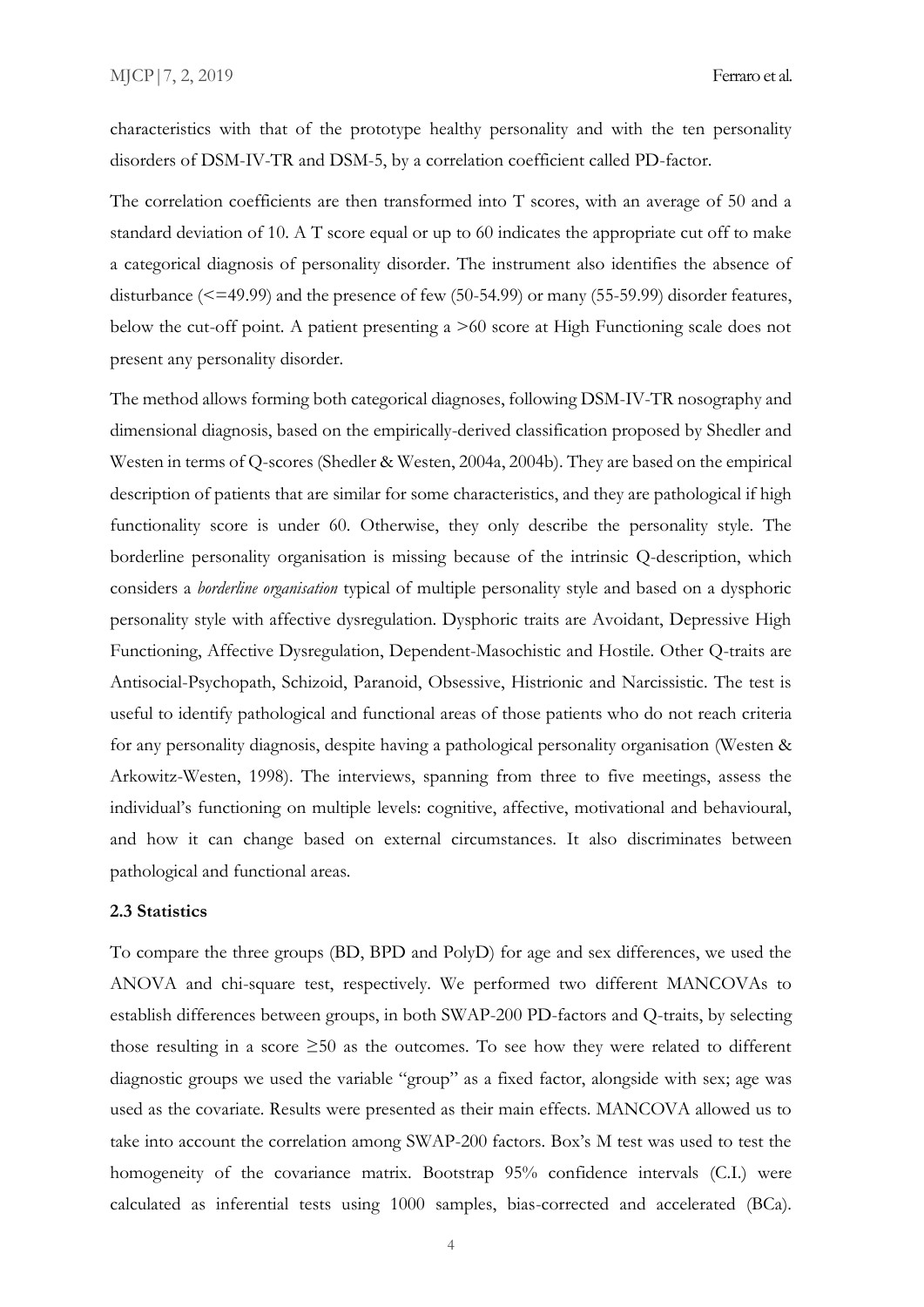characteristics with that of the prototype healthy personality and with the ten personality disorders of DSM-IV-TR and DSM-5, by a correlation coefficient called PD-factor.

The correlation coefficients are then transformed into T scores, with an average of 50 and a standard deviation of 10. A T score equal or up to 60 indicates the appropriate cut off to make a categorical diagnosis of personality disorder. The instrument also identifies the absence of disturbance (<=49.99) and the presence of few (50-54.99) or many (55-59.99) disorder features, below the cut-off point. A patient presenting a >60 score at High Functioning scale does not present any personality disorder.

The method allows forming both categorical diagnoses, following DSM-IV-TR nosography and dimensional diagnosis, based on the empirically-derived classification proposed by Shedler and Westen in terms of Q-scores (Shedler & Westen, 2004a, 2004b). They are based on the empirical description of patients that are similar for some characteristics, and they are pathological if high functionality score is under 60. Otherwise, they only describe the personality style. The borderline personality organisation is missing because of the intrinsic Q-description, which considers a *borderline organisation* typical of multiple personality style and based on a dysphoric personality style with affective dysregulation. Dysphoric traits are Avoidant, Depressive High Functioning, Affective Dysregulation, Dependent-Masochistic and Hostile. Other Q-traits are Antisocial-Psychopath, Schizoid, Paranoid, Obsessive, Histrionic and Narcissistic. The test is useful to identify pathological and functional areas of those patients who do not reach criteria for any personality diagnosis, despite having a pathological personality organisation (Westen & Arkowitz-Westen, 1998). The interviews, spanning from three to five meetings, assess the individual's functioning on multiple levels: cognitive, affective, motivational and behavioural, and how it can change based on external circumstances. It also discriminates between pathological and functional areas.

### 2.3 Statistics

To compare the three groups (BD, BPD and PolyD) for age and sex differences, we used the ANOVA and chi-square test, respectively. We performed two different MANCOVAs to establish differences between groups, in both SWAP-200 PD-factors and Q-traits, by selecting those resulting in a score ≥50 as the outcomes. To see how they were related to different diagnostic groups we used the variable "group" as a fixed factor, alongside with sex; age was used as the covariate. Results were presented as their main effects. MANCOVA allowed us to take into account the correlation among SWAP-200 factors. Box's M test was used to test the homogeneity of the covariance matrix. Bootstrap 95% confidence intervals (C.I.) were calculated as inferential tests using 1000 samples, bias-corrected and accelerated (BCa).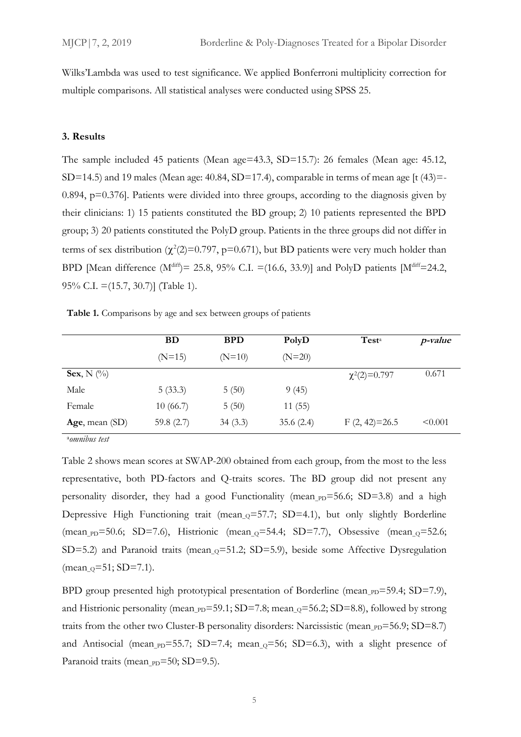Wilks'Lambda was used to test significance. We applied Bonferroni multiplicity correction for multiple comparisons. All statistical analyses were conducted using SPSS 25.

### 3. Results

The sample included 45 patients (Mean age=43.3, SD=15.7): 26 females (Mean age: 45.12, SD=14.5) and 19 males (Mean age: 40.84, SD=17.4), comparable in terms of mean age [t (43)=-0.894, p=0.376]. Patients were divided into three groups, according to the diagnosis given by their clinicians: 1) 15 patients constituted the BD group; 2) 10 patients represented the BPD group; 3) 20 patients constituted the PolyD group. Patients in the three groups did not differ in terms of sex distribution ($\chi^2(2)$=0.797, p=0.671), but BD patients were very much holder than BPD [Mean difference ($M^{diff}$)= 25.8, 95% C.I. =(16.6, 33.9)] and PolyD patients [$M^{diff}$=24.2, 95% C.I. =(15.7, 30.7)] (Table 1).

**Table 1.** Comparisons by age and sex between groups of patients

| | BD (N=15) | BPD (N=10) | PolyD (N=20) | Test[a] | *p-value* |
|---|---|---|---|---|---|
| **Sex**, N (%) | | | | $\chi^2(2)$=0.797 | 0.671 |
| Male | 5 (33.3) | 5 (50) | 9 (45) | | |
| Female | 10 (66.7) | 5 (50) | 11 (55) | | |
| **Age**, mean (SD) | 59.8 (2.7) | 34 (3.3) | 35.6 (2.4) | F (2, 42)=26.5 | <0.001 |

[a]*omnibus test*

Table 2 shows mean scores at SWAP-200 obtained from each group, from the most to the less representative, both PD-factors and Q-traits scores. The BD group did not present any personality disorder, they had a good Functionality ($mean_{PD}$=56.6; SD=3.8) and a high Depressive High Functioning trait ($mean_{Q}$=57.7; SD=4.1), but only slightly Borderline ($mean_{PD}$=50.6; SD=7.6), Histrionic ($mean_{Q}$=54.4; SD=7.7), Obsessive ($mean_{Q}$=52.6; SD=5.2) and Paranoid traits ($mean_{Q}$=51.2; SD=5.9), beside some Affective Dysregulation ($mean_{Q}$=51; SD=7.1).

BPD group presented high prototypical presentation of Borderline ($mean_{PD}$=59.4; SD=7.9), and Histrionic personality ($mean_{PD}$=59.1; SD=7.8; $mean_{Q}$=56.2; SD=8.8), followed by strong traits from the other two Cluster-B personality disorders: Narcissistic ($mean_{PD}$=56.9; SD=8.7) and Antisocial ($mean_{PD}$=55.7; SD=7.4; $mean_{Q}$=56; SD=6.3), with a slight presence of Paranoid traits ($mean_{PD}$=50; SD=9.5).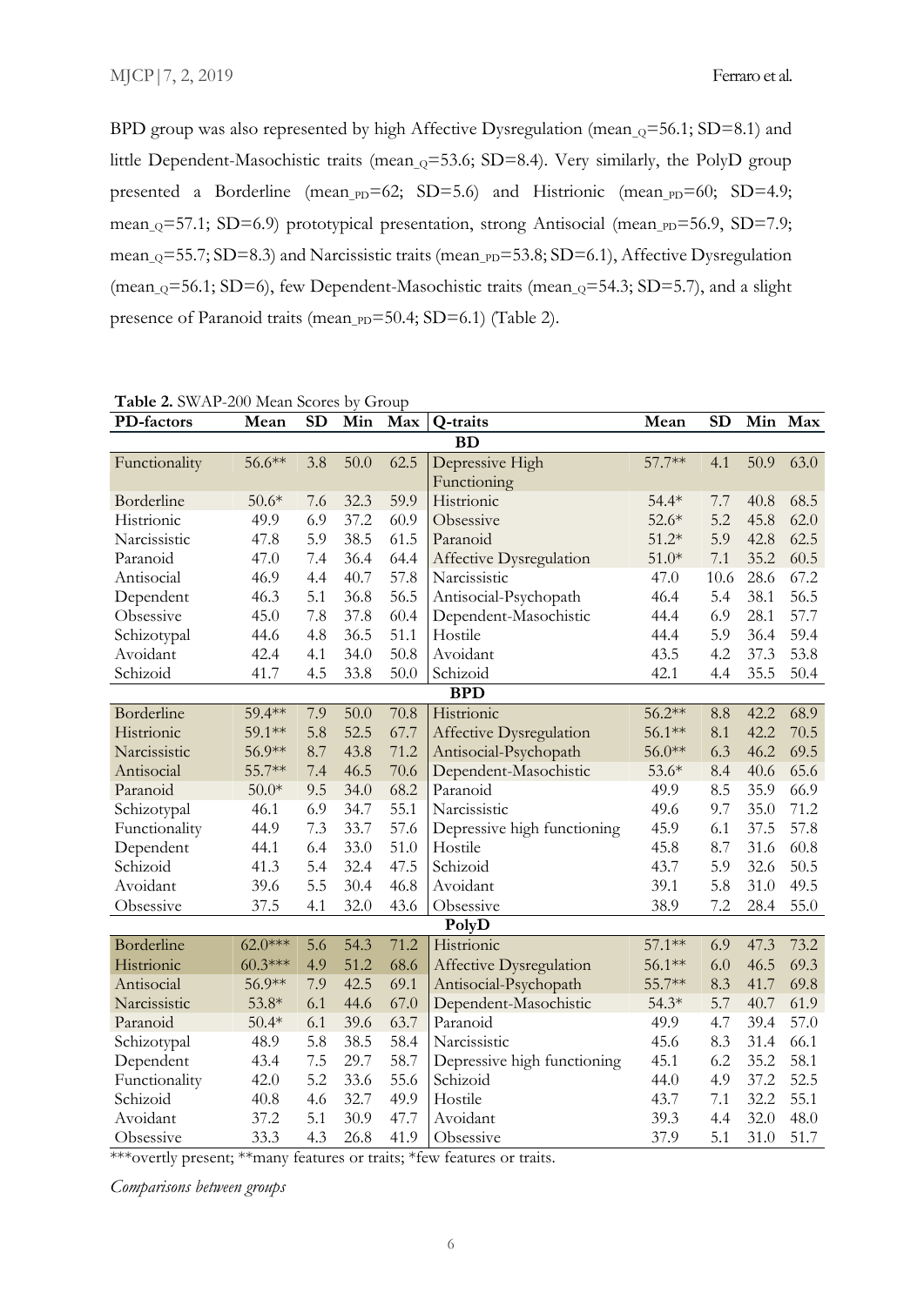BPD group was also represented by high Affective Dysregulation ($mean_Q$=56.1; SD=8.1) and little Dependent-Masochistic traits ($mean_Q$=53.6; SD=8.4). Very similarly, the PolyD group presented a Borderline ($mean_{PD}$=62; SD=5.6) and Histrionic ($mean_{PD}$=60; SD=4.9; $mean_Q$=57.1; SD=6.9) prototypical presentation, strong Antisocial ($mean_{PD}$=56.9, SD=7.9; $mean_Q$=55.7; SD=8.3) and Narcissistic traits ($mean_{PD}$=53.8; SD=6.1), Affective Dysregulation ($mean_Q$=56.1; SD=6), few Dependent-Masochistic traits ($mean_Q$=54.3; SD=5.7), and a slight presence of Paranoid traits ($mean_{PD}$=50.4; SD=6.1) (Table 2).

**Table 2.** SWAP-200 Mean Scores by Group

| PD-factors | Mean | SD | Min | Max | Q-traits | Mean | SD | Min | Max |
|---|---|---|---|---|---|---|---|---|---|
| **BD** | | | | | | | | | |
| Functionality | 56.6** | 3.8 | 50.0 | 62.5 | Depressive High Functioning | 57.7** | 4.1 | 50.9 | 63.0 |
| Borderline | 50.6* | 7.6 | 32.3 | 59.9 | Histrionic | 54.4* | 7.7 | 40.8 | 68.5 |
| Histrionic | 49.9 | 6.9 | 37.2 | 60.9 | Obsessive | 52.6* | 5.2 | 45.8 | 62.0 |
| Narcissistic | 47.8 | 5.9 | 38.5 | 61.5 | Paranoid | 51.2* | 5.9 | 42.8 | 62.5 |
| Paranoid | 47.0 | 7.4 | 36.4 | 64.4 | Affective Dysregulation | 51.0* | 7.1 | 35.2 | 60.5 |
| Antisocial | 46.9 | 4.4 | 40.7 | 57.8 | Narcissistic | 47.0 | 10.6 | 28.6 | 67.2 |
| Dependent | 46.3 | 5.1 | 36.8 | 56.5 | Antisocial-Psychopath | 46.4 | 5.4 | 38.1 | 56.5 |
| Obsessive | 45.0 | 7.8 | 37.8 | 60.4 | Dependent-Masochistic | 44.4 | 6.9 | 28.1 | 57.7 |
| Schizotypal | 44.6 | 4.8 | 36.5 | 51.1 | Hostile | 44.4 | 5.9 | 36.4 | 59.4 |
| Avoidant | 42.4 | 4.1 | 34.0 | 50.8 | Avoidant | 43.5 | 4.2 | 37.3 | 53.8 |
| Schizoid | 41.7 | 4.5 | 33.8 | 50.0 | Schizoid | 42.1 | 4.4 | 35.5 | 50.4 |
| **BPD** | | | | | | | | | |
| Borderline | 59.4** | 7.9 | 50.0 | 70.8 | Histrionic | 56.2** | 8.8 | 42.2 | 68.9 |
| Histrionic | 59.1** | 5.8 | 52.5 | 67.7 | Affective Dysregulation | 56.1** | 8.1 | 42.2 | 70.5 |
| Narcissistic | 56.9** | 8.7 | 43.8 | 71.2 | Antisocial-Psychopath | 56.0** | 6.3 | 46.2 | 69.5 |
| Antisocial | 55.7** | 7.4 | 46.5 | 70.6 | Dependent-Masochistic | 53.6* | 8.4 | 40.6 | 65.6 |
| Paranoid | 50.0* | 9.5 | 34.0 | 68.2 | Paranoid | 49.9 | 8.5 | 35.9 | 66.9 |
| Schizotypal | 46.1 | 6.9 | 34.7 | 55.1 | Narcissistic | 49.6 | 9.7 | 35.0 | 71.2 |
| Functionality | 44.9 | 7.3 | 33.7 | 57.6 | Depressive high functioning | 45.9 | 6.1 | 37.5 | 57.8 |
| Dependent | 44.1 | 6.4 | 33.0 | 51.0 | Hostile | 45.8 | 8.7 | 31.6 | 60.8 |
| Schizoid | 41.3 | 5.4 | 32.4 | 47.5 | Schizoid | 43.7 | 5.9 | 32.6 | 50.5 |
| Avoidant | 39.6 | 5.5 | 30.4 | 46.8 | Avoidant | 39.1 | 5.8 | 31.0 | 49.5 |
| Obsessive | 37.5 | 4.1 | 32.0 | 43.6 | Obsessive | 38.9 | 7.2 | 28.4 | 55.0 |
| **PolyD** | | | | | | | | | |
| Borderline | 62.0*** | 5.6 | 54.3 | 71.2 | Histrionic | 57.1** | 6.9 | 47.3 | 73.2 |
| Histrionic | 60.3*** | 4.9 | 51.2 | 68.6 | Affective Dysregulation | 56.1** | 6.0 | 46.5 | 69.3 |
| Antisocial | 56.9** | 7.9 | 42.5 | 69.1 | Antisocial-Psychopath | 55.7** | 8.3 | 41.7 | 69.8 |
| Narcissistic | 53.8* | 6.1 | 44.6 | 67.0 | Dependent-Masochistic | 54.3* | 5.7 | 40.7 | 61.9 |
| Paranoid | 50.4* | 6.1 | 39.6 | 63.7 | Paranoid | 49.9 | 4.7 | 39.4 | 57.0 |
| Schizotypal | 48.9 | 5.8 | 38.5 | 58.4 | Narcissistic | 45.6 | 8.3 | 31.4 | 66.1 |
| Dependent | 43.4 | 7.5 | 29.7 | 58.7 | Depressive high functioning | 45.1 | 6.2 | 35.2 | 58.1 |
| Functionality | 42.0 | 5.2 | 33.6 | 55.6 | Schizoid | 44.0 | 4.9 | 37.2 | 52.5 |
| Schizoid | 40.8 | 4.6 | 32.7 | 49.9 | Hostile | 43.7 | 7.1 | 32.2 | 55.1 |
| Avoidant | 37.2 | 5.1 | 30.9 | 47.7 | Avoidant | 39.3 | 4.4 | 32.0 | 48.0 |
| Obsessive | 33.3 | 4.3 | 26.8 | 41.9 | Obsessive | 37.9 | 5.1 | 31.0 | 51.7 |

***overtly present; **many features or traits; *few features or traits.

*Comparisons between groups*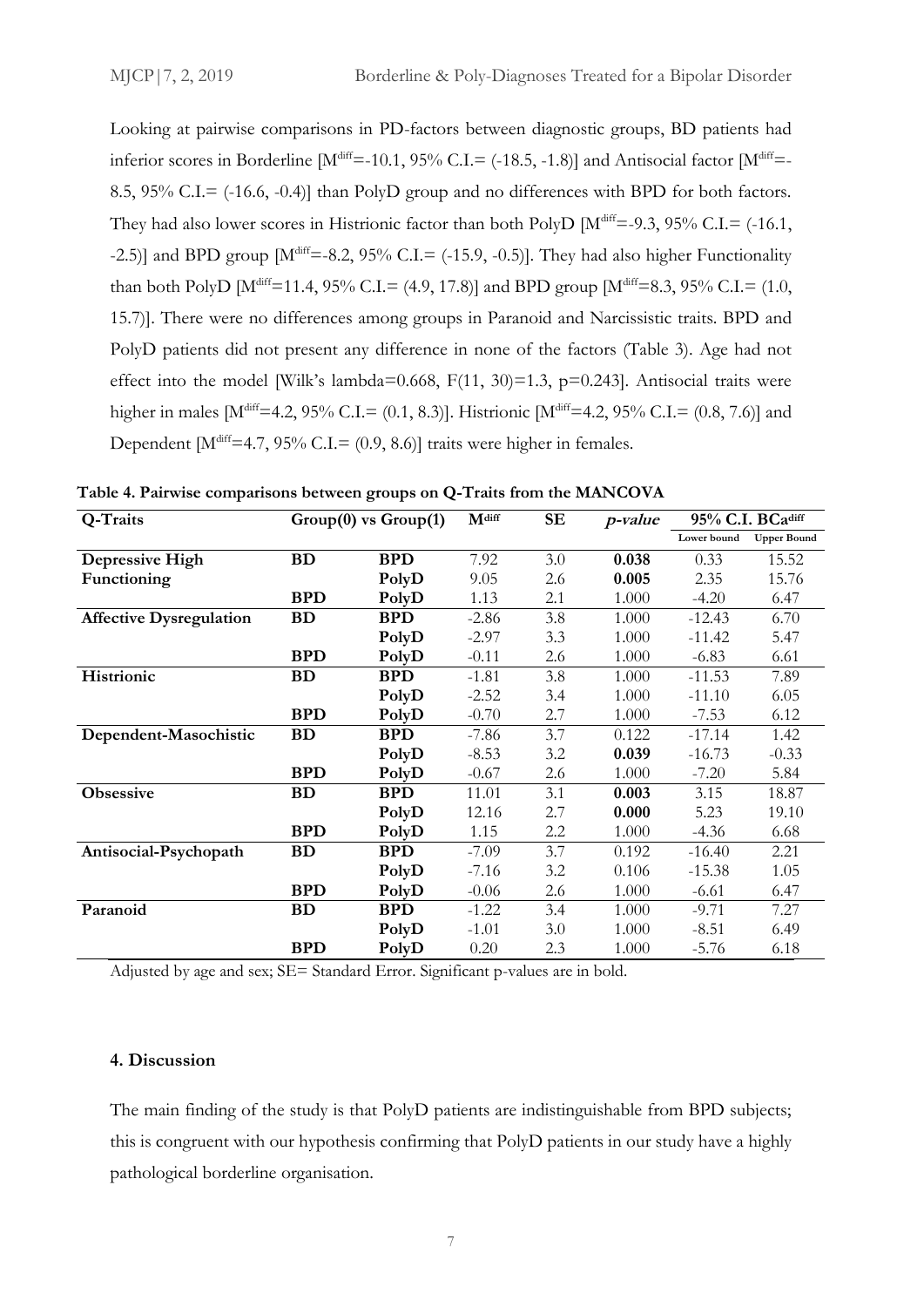Looking at pairwise comparisons in PD-factors between diagnostic groups, BD patients had inferior scores in Borderline [$M^{diff}$=-10.1, 95% C.I.= (-18.5, -1.8)] and Antisocial factor [$M^{diff}$=-8.5, 95% C.I.= (-16.6, -0.4)] than PolyD group and no differences with BPD for both factors. They had also lower scores in Histrionic factor than both PolyD [$M^{diff}$=-9.3, 95% C.I.= (-16.1, -2.5)] and BPD group [$M^{diff}$=-8.2, 95% C.I.= (-15.9, -0.5)]. They had also higher Functionality than both PolyD [$M^{diff}$=11.4, 95% C.I.= (4.9, 17.8)] and BPD group [$M^{diff}$=8.3, 95% C.I.= (1.0, 15.7)]. There were no differences among groups in Paranoid and Narcissistic traits. BPD and PolyD patients did not present any difference in none of the factors (Table 3). Age had not effect into the model [Wilk's lambda=0.668, $F(11, 30)$=1.3, $p$=0.243]. Antisocial traits were higher in males [$M^{diff}$=4.2, 95% C.I.= (0.1, 8.3)]. Histrionic [$M^{diff}$=4.2, 95% C.I.= (0.8, 7.6)] and Dependent [$M^{diff}$=4.7, 95% C.I.= (0.9, 8.6)] traits were higher in females.

**Table 4. Pairwise comparisons between groups on Q-Traits from the MANCOVA**

| Q-Traits | Group(0) vs Group(1) | | $M^{diff}$ | SE | *p-value* | 95% C.I. $BCa^{diff}$ | |
|---|---|---|---|---|---|---|---|
| | | | | | | Lower bound | Upper Bound |
| **Depressive High Functioning** | **BD** | **BPD** | 7.92 | 3.0 | **0.038** | 0.33 | 15.52 |
| | | **PolyD** | 9.05 | 2.6 | **0.005** | 2.35 | 15.76 |
| | **BPD** | **PolyD** | 1.13 | 2.1 | 1.000 | -4.20 | 6.47 |
| **Affective Dysregulation** | **BD** | **BPD** | -2.86 | 3.8 | 1.000 | -12.43 | 6.70 |
| | | **PolyD** | -2.97 | 3.3 | 1.000 | -11.42 | 5.47 |
| | **BPD** | **PolyD** | -0.11 | 2.6 | 1.000 | -6.83 | 6.61 |
| **Histrionic** | **BD** | **BPD** | -1.81 | 3.8 | 1.000 | -11.53 | 7.89 |
| | | **PolyD** | -2.52 | 3.4 | 1.000 | -11.10 | 6.05 |
| | **BPD** | **PolyD** | -0.70 | 2.7 | 1.000 | -7.53 | 6.12 |
| **Dependent-Masochistic** | **BD** | **BPD** | -7.86 | 3.7 | 0.122 | -17.14 | 1.42 |
| | | **PolyD** | -8.53 | 3.2 | **0.039** | -16.73 | -0.33 |
| | **BPD** | **PolyD** | -0.67 | 2.6 | 1.000 | -7.20 | 5.84 |
| **Obsessive** | **BD** | **BPD** | 11.01 | 3.1 | **0.003** | 3.15 | 18.87 |
| | | **PolyD** | 12.16 | 2.7 | **0.000** | 5.23 | 19.10 |
| | **BPD** | **PolyD** | 1.15 | 2.2 | 1.000 | -4.36 | 6.68 |
| **Antisocial-Psychopath** | **BD** | **BPD** | -7.09 | 3.7 | 0.192 | -16.40 | 2.21 |
| | | **PolyD** | -7.16 | 3.2 | 0.106 | -15.38 | 1.05 |
| | **BPD** | **PolyD** | -0.06 | 2.6 | 1.000 | -6.61 | 6.47 |
| **Paranoid** | **BD** | **BPD** | -1.22 | 3.4 | 1.000 | -9.71 | 7.27 |
| | | **PolyD** | -1.01 | 3.0 | 1.000 | -8.51 | 6.49 |
| | **BPD** | **PolyD** | 0.20 | 2.3 | 1.000 | -5.76 | 6.18 |

Adjusted by age and sex; SE= Standard Error. Significant p-values are in bold.

### 4. Discussion

The main finding of the study is that PolyD patients are indistinguishable from BPD subjects; this is congruent with our hypothesis confirming that PolyD patients in our study have a highly pathological borderline organisation.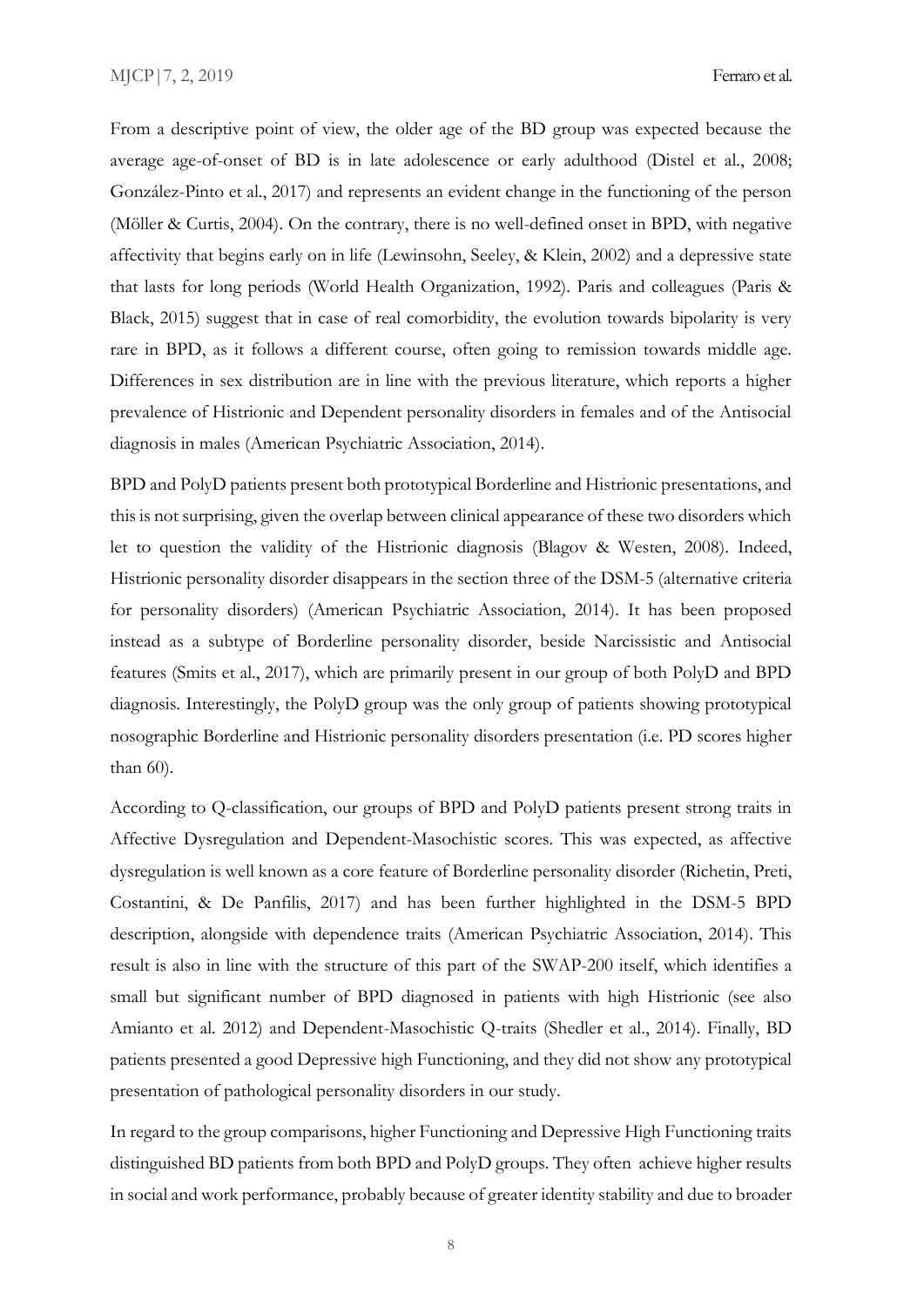From a descriptive point of view, the older age of the BD group was expected because the average age-of-onset of BD is in late adolescence or early adulthood (Distel et al., 2008; González-Pinto et al., 2017) and represents an evident change in the functioning of the person (Möller & Curtis, 2004). On the contrary, there is no well-defined onset in BPD, with negative affectivity that begins early on in life (Lewinsohn, Seeley, & Klein, 2002) and a depressive state that lasts for long periods (World Health Organization, 1992). Paris and colleagues (Paris & Black, 2015) suggest that in case of real comorbidity, the evolution towards bipolarity is very rare in BPD, as it follows a different course, often going to remission towards middle age. Differences in sex distribution are in line with the previous literature, which reports a higher prevalence of Histrionic and Dependent personality disorders in females and of the Antisocial diagnosis in males (American Psychiatric Association, 2014).

BPD and PolyD patients present both prototypical Borderline and Histrionic presentations, and this is not surprising, given the overlap between clinical appearance of these two disorders which let to question the validity of the Histrionic diagnosis (Blagov & Westen, 2008). Indeed, Histrionic personality disorder disappears in the section three of the DSM-5 (alternative criteria for personality disorders) (American Psychiatric Association, 2014). It has been proposed instead as a subtype of Borderline personality disorder, beside Narcissistic and Antisocial features (Smits et al., 2017), which are primarily present in our group of both PolyD and BPD diagnosis. Interestingly, the PolyD group was the only group of patients showing prototypical nosographic Borderline and Histrionic personality disorders presentation (i.e. PD scores higher than 60).

According to Q-classification, our groups of BPD and PolyD patients present strong traits in Affective Dysregulation and Dependent-Masochistic scores. This was expected, as affective dysregulation is well known as a core feature of Borderline personality disorder (Richetin, Preti, Costantini, & De Panfilis, 2017) and has been further highlighted in the DSM-5 BPD description, alongside with dependence traits (American Psychiatric Association, 2014). This result is also in line with the structure of this part of the SWAP-200 itself, which identifies a small but significant number of BPD diagnosed in patients with high Histrionic (see also Amianto et al. 2012) and Dependent-Masochistic Q-traits (Shedler et al., 2014). Finally, BD patients presented a good Depressive high Functioning, and they did not show any prototypical presentation of pathological personality disorders in our study.

In regard to the group comparisons, higher Functioning and Depressive High Functioning traits distinguished BD patients from both BPD and PolyD groups. They often achieve higher results in social and work performance, probably because of greater identity stability and due to broader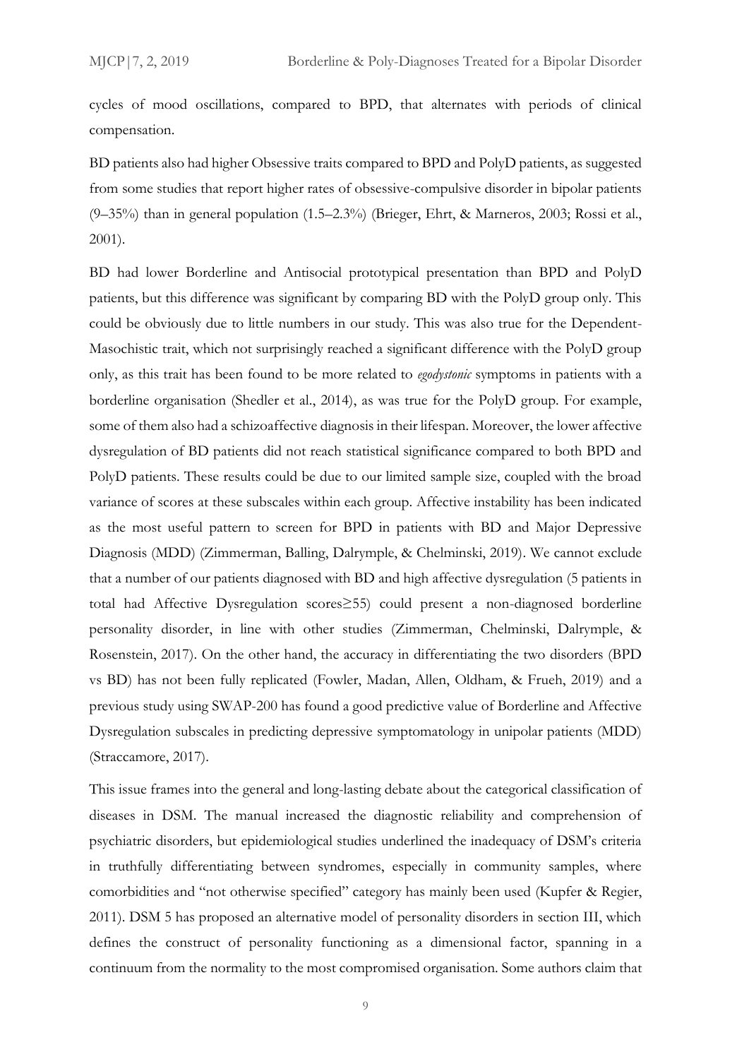cycles of mood oscillations, compared to BPD, that alternates with periods of clinical compensation.

BD patients also had higher Obsessive traits compared to BPD and PolyD patients, as suggested from some studies that report higher rates of obsessive-compulsive disorder in bipolar patients (9–35%) than in general population (1.5–2.3%) (Brieger, Ehrt, & Marneros, 2003; Rossi et al., 2001).

BD had lower Borderline and Antisocial prototypical presentation than BPD and PolyD patients, but this difference was significant by comparing BD with the PolyD group only. This could be obviously due to little numbers in our study. This was also true for the Dependent-Masochistic trait, which not surprisingly reached a significant difference with the PolyD group only, as this trait has been found to be more related to *egodystonic* symptoms in patients with a borderline organisation (Shedler et al., 2014), as was true for the PolyD group. For example, some of them also had a schizoaffective diagnosis in their lifespan. Moreover, the lower affective dysregulation of BD patients did not reach statistical significance compared to both BPD and PolyD patients. These results could be due to our limited sample size, coupled with the broad variance of scores at these subscales within each group. Affective instability has been indicated as the most useful pattern to screen for BPD in patients with BD and Major Depressive Diagnosis (MDD) (Zimmerman, Balling, Dalrymple, & Chelminski, 2019). We cannot exclude that a number of our patients diagnosed with BD and high affective dysregulation (5 patients in total had Affective Dysregulation scores≥55) could present a non-diagnosed borderline personality disorder, in line with other studies (Zimmerman, Chelminski, Dalrymple, & Rosenstein, 2017). On the other hand, the accuracy in differentiating the two disorders (BPD vs BD) has not been fully replicated (Fowler, Madan, Allen, Oldham, & Frueh, 2019) and a previous study using SWAP-200 has found a good predictive value of Borderline and Affective Dysregulation subscales in predicting depressive symptomatology in unipolar patients (MDD) (Straccamore, 2017).

This issue frames into the general and long-lasting debate about the categorical classification of diseases in DSM. The manual increased the diagnostic reliability and comprehension of psychiatric disorders, but epidemiological studies underlined the inadequacy of DSM's criteria in truthfully differentiating between syndromes, especially in community samples, where comorbidities and "not otherwise specified" category has mainly been used (Kupfer & Regier, 2011). DSM 5 has proposed an alternative model of personality disorders in section III, which defines the construct of personality functioning as a dimensional factor, spanning in a continuum from the normality to the most compromised organisation. Some authors claim that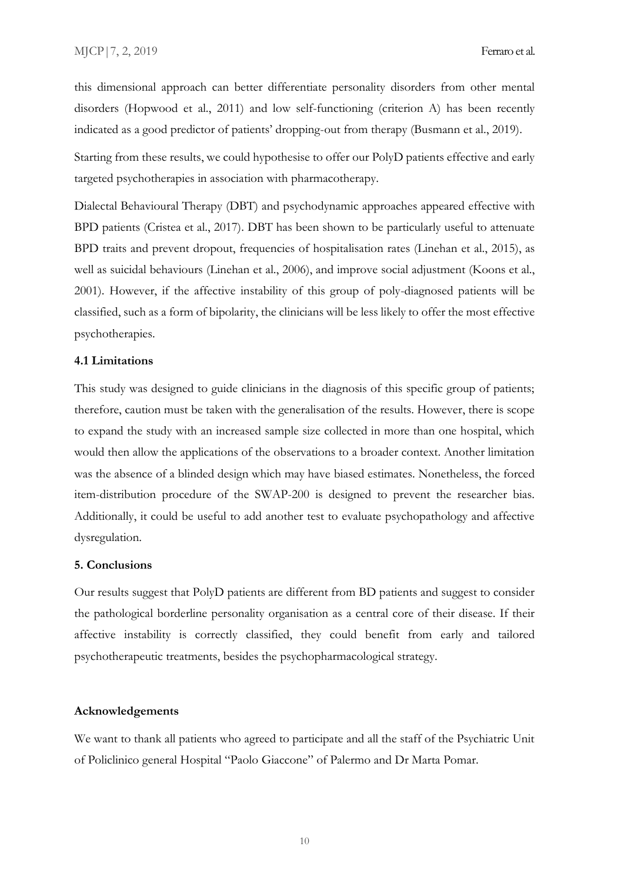this dimensional approach can better differentiate personality disorders from other mental disorders (Hopwood et al., 2011) and low self-functioning (criterion A) has been recently indicated as a good predictor of patients' dropping-out from therapy (Busmann et al., 2019).

Starting from these results, we could hypothesise to offer our PolyD patients effective and early targeted psychotherapies in association with pharmacotherapy.

Dialectal Behavioural Therapy (DBT) and psychodynamic approaches appeared effective with BPD patients (Cristea et al., 2017). DBT has been shown to be particularly useful to attenuate BPD traits and prevent dropout, frequencies of hospitalisation rates (Linehan et al., 2015), as well as suicidal behaviours (Linehan et al., 2006), and improve social adjustment (Koons et al., 2001). However, if the affective instability of this group of poly-diagnosed patients will be classified, such as a form of bipolarity, the clinicians will be less likely to offer the most effective psychotherapies.

### 4.1 Limitations

This study was designed to guide clinicians in the diagnosis of this specific group of patients; therefore, caution must be taken with the generalisation of the results. However, there is scope to expand the study with an increased sample size collected in more than one hospital, which would then allow the applications of the observations to a broader context. Another limitation was the absence of a blinded design which may have biased estimates. Nonetheless, the forced item-distribution procedure of the SWAP-200 is designed to prevent the researcher bias. Additionally, it could be useful to add another test to evaluate psychopathology and affective dysregulation.

## 5. Conclusions

Our results suggest that PolyD patients are different from BD patients and suggest to consider the pathological borderline personality organisation as a central core of their disease. If their affective instability is correctly classified, they could benefit from early and tailored psychotherapeutic treatments, besides the psychopharmacological strategy.

## Acknowledgements

We want to thank all patients who agreed to participate and all the staff of the Psychiatric Unit of Policlinico general Hospital "Paolo Giaccone" of Palermo and Dr Marta Pomar.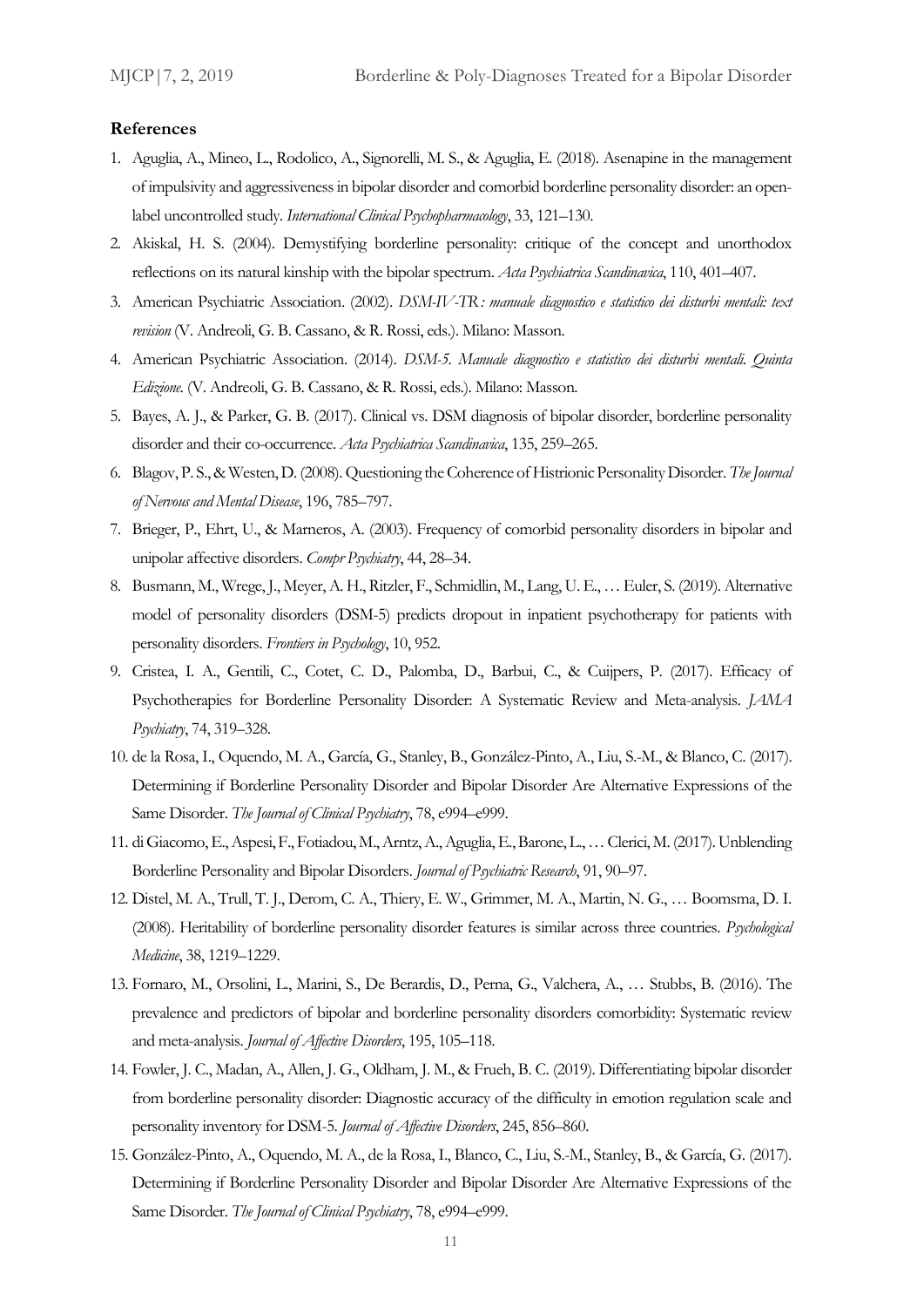## References

1. Aguglia, A., Mineo, L., Rodolico, A., Signorelli, M. S., & Aguglia, E. (2018). Asenapine in the management of impulsivity and aggressiveness in bipolar disorder and comorbid borderline personality disorder: an open-label uncontrolled study. *International Clinical Psychopharmacology*, 33, 121–130.
2. Akiskal, H. S. (2004). Demystifying borderline personality: critique of the concept and unorthodox reflections on its natural kinship with the bipolar spectrum. *Acta Psychiatrica Scandinavica*, 110, 401–407.
3. American Psychiatric Association. (2002). *DSM-IV-TR: manuale diagnostico e statistico dei disturbi mentali: text revision* (V. Andreoli, G. B. Cassano, & R. Rossi, eds.). Milano: Masson.
4. American Psychiatric Association. (2014). *DSM-5. Manuale diagnostico e statistico dei disturbi mentali. Quinta Edizione.* (V. Andreoli, G. B. Cassano, & R. Rossi, eds.). Milano: Masson.
5. Bayes, A. J., & Parker, G. B. (2017). Clinical vs. DSM diagnosis of bipolar disorder, borderline personality disorder and their co-occurrence. *Acta Psychiatrica Scandinavica*, 135, 259–265.
6. Blagov, P. S., & Westen, D. (2008). Questioning the Coherence of Histrionic Personality Disorder. *The Journal of Nervous and Mental Disease*, 196, 785–797.
7. Brieger, P., Ehrt, U., & Marneros, A. (2003). Frequency of comorbid personality disorders in bipolar and unipolar affective disorders. *Compr Psychiatry*, 44, 28–34.
8. Busmann, M., Wrege, J., Meyer, A. H., Ritzler, F., Schmidlin, M., Lang, U. E., … Euler, S. (2019). Alternative model of personality disorders (DSM-5) predicts dropout in inpatient psychotherapy for patients with personality disorders. *Frontiers in Psychology*, 10, 952.
9. Cristea, I. A., Gentili, C., Cotet, C. D., Palomba, D., Barbui, C., & Cuijpers, P. (2017). Efficacy of Psychotherapies for Borderline Personality Disorder: A Systematic Review and Meta-analysis. *JAMA Psychiatry*, 74, 319–328.
10. de la Rosa, I., Oquendo, M. A., García, G., Stanley, B., González-Pinto, A., Liu, S.-M., & Blanco, C. (2017). Determining if Borderline Personality Disorder and Bipolar Disorder Are Alternative Expressions of the Same Disorder. *The Journal of Clinical Psychiatry*, 78, e994–e999.
11. di Giacomo, E., Aspesi, F., Fotiadou, M., Arntz, A., Aguglia, E., Barone, L., … Clerici, M. (2017). Unblending Borderline Personality and Bipolar Disorders. *Journal of Psychiatric Research*, 91, 90–97.
12. Distel, M. A., Trull, T. J., Derom, C. A., Thiery, E. W., Grimmer, M. A., Martin, N. G., … Boomsma, D. I. (2008). Heritability of borderline personality disorder features is similar across three countries. *Psychological Medicine*, 38, 1219–1229.
13. Fornaro, M., Orsolini, L., Marini, S., De Berardis, D., Perna, G., Valchera, A., … Stubbs, B. (2016). The prevalence and predictors of bipolar and borderline personality disorders comorbidity: Systematic review and meta-analysis. *Journal of Affective Disorders*, 195, 105–118.
14. Fowler, J. C., Madan, A., Allen, J. G., Oldham, J. M., & Frueh, B. C. (2019). Differentiating bipolar disorder from borderline personality disorder: Diagnostic accuracy of the difficulty in emotion regulation scale and personality inventory for DSM-5. *Journal of Affective Disorders*, 245, 856–860.
15. González-Pinto, A., Oquendo, M. A., de la Rosa, I., Blanco, C., Liu, S.-M., Stanley, B., & García, G. (2017). Determining if Borderline Personality Disorder and Bipolar Disorder Are Alternative Expressions of the Same Disorder. *The Journal of Clinical Psychiatry*, 78, e994–e999.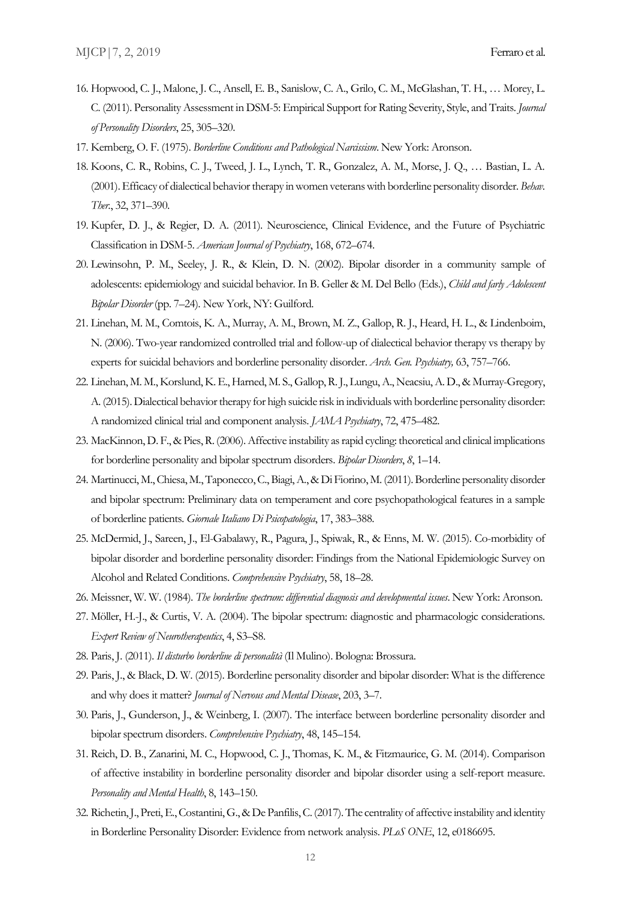16. Hopwood, C. J., Malone, J. C., Ansell, E. B., Sanislow, C. A., Grilo, C. M., McGlashan, T. H., … Morey, L. C. (2011). Personality Assessment in DSM-5: Empirical Support for Rating Severity, Style, and Traits. *Journal of Personality Disorders*, 25, 305–320.
17. Kernberg, O. F. (1975). *Borderline Conditions and Pathological Narcissism*. New York: Aronson.
18. Koons, C. R., Robins, C. J., Tweed, J. L., Lynch, T. R., Gonzalez, A. M., Morse, J. Q., … Bastian, L. A. (2001). Efficacy of dialectical behavior therapy in women veterans with borderline personality disorder. *Behav. Ther.*, 32, 371–390.
19. Kupfer, D. J., & Regier, D. A. (2011). Neuroscience, Clinical Evidence, and the Future of Psychiatric Classification in DSM-5. *American Journal of Psychiatry*, 168, 672–674.
20. Lewinsohn, P. M., Seeley, J. R., & Klein, D. N. (2002). Bipolar disorder in a community sample of adolescents: epidemiology and suicidal behavior. In B. Geller & M. Del Bello (Eds.), *Child and farly Adolescent Bipolar Disorder* (pp. 7–24). New York, NY: Guilford.
21. Linehan, M. M., Comtois, K. A., Murray, A. M., Brown, M. Z., Gallop, R. J., Heard, H. L., & Lindenboim, N. (2006). Two-year randomized controlled trial and follow-up of dialectical behavior therapy vs therapy by experts for suicidal behaviors and borderline personality disorder. *Arch. Gen. Psychiatry,* 63, 757–766.
22. Linehan, M. M., Korslund, K. E., Harned, M. S., Gallop, R. J., Lungu, A., Neacsiu, A. D., & Murray-Gregory, A. (2015). Dialectical behavior therapy for high suicide risk in individuals with borderline personality disorder: A randomized clinical trial and component analysis. *JAMA Psychiatry*, 72, 475–482.
23. MacKinnon, D. F., & Pies, R. (2006). Affective instability as rapid cycling: theoretical and clinical implications for borderline personality and bipolar spectrum disorders. *Bipolar Disorders*, *8*, 1–14.
24. Martinucci, M., Chiesa, M., Taponecco, C., Biagi, A., & Di Fiorino, M. (2011). Borderline personality disorder and bipolar spectrum: Preliminary data on temperament and core psychopathological features in a sample of borderline patients. *Giornale Italiano Di Psicopatologia*, 17, 383–388.
25. McDermid, J., Sareen, J., El-Gabalawy, R., Pagura, J., Spiwak, R., & Enns, M. W. (2015). Co-morbidity of bipolar disorder and borderline personality disorder: Findings from the National Epidemiologic Survey on Alcohol and Related Conditions. *Comprehensive Psychiatry*, 58, 18–28.
26. Meissner, W. W. (1984). *The borderline spectrum: differential diagnosis and developmental issues*. New York: Aronson.
27. Möller, H.-J., & Curtis, V. A. (2004). The bipolar spectrum: diagnostic and pharmacologic considerations. *Expert Review of Neurotherapeutics*, 4, S3–S8.
28. Paris, J. (2011). *Il disturbo borderline di personalità* (Il Mulino). Bologna: Brossura.
29. Paris, J., & Black, D. W. (2015). Borderline personality disorder and bipolar disorder: What is the difference and why does it matter? *Journal of Nervous and Mental Disease*, 203, 3–7.
30. Paris, J., Gunderson, J., & Weinberg, I. (2007). The interface between borderline personality disorder and bipolar spectrum disorders. *Comprehensive Psychiatry*, 48, 145–154.
31. Reich, D. B., Zanarini, M. C., Hopwood, C. J., Thomas, K. M., & Fitzmaurice, G. M. (2014). Comparison of affective instability in borderline personality disorder and bipolar disorder using a self-report measure. *Personality and Mental Health*, 8, 143–150.
32. Richetin, J., Preti, E., Costantini, G., & De Panfilis, C. (2017). The centrality of affective instability and identity in Borderline Personality Disorder: Evidence from network analysis. *PLoS ONE*, 12, e0186695.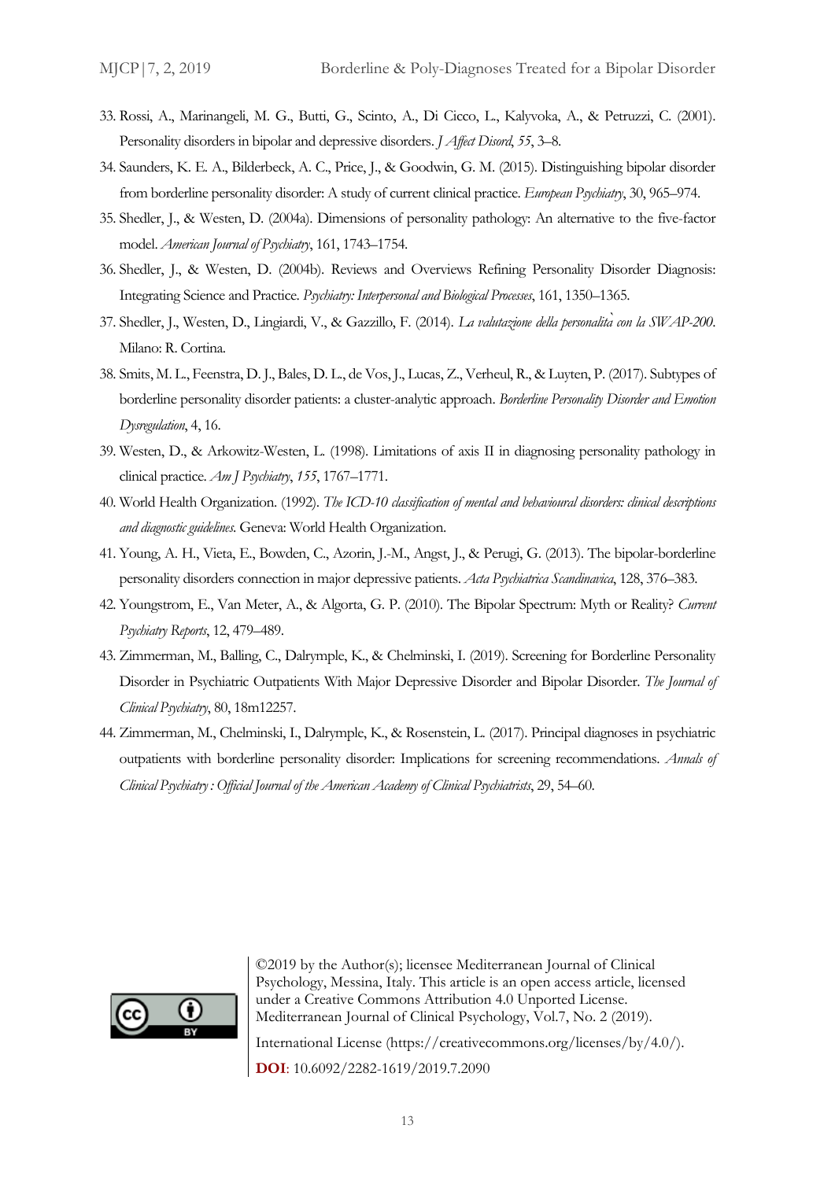33. Rossi, A., Marinangeli, M. G., Butti, G., Scinto, A., Di Cicco, L., Kalyvoka, A., & Petruzzi, C. (2001). Personality disorders in bipolar and depressive disorders. *J Affect Disord*, *55*, 3–8.
34. Saunders, K. E. A., Bilderbeck, A. C., Price, J., & Goodwin, G. M. (2015). Distinguishing bipolar disorder from borderline personality disorder: A study of current clinical practice. *European Psychiatry*, 30, 965–974.
35. Shedler, J., & Westen, D. (2004a). Dimensions of personality pathology: An alternative to the five-factor model. *American Journal of Psychiatry*, 161, 1743–1754.
36. Shedler, J., & Westen, D. (2004b). Reviews and Overviews Refining Personality Disorder Diagnosis: Integrating Science and Practice. *Psychiatry: Interpersonal and Biological Processes*, 161, 1350–1365.
37. Shedler, J., Westen, D., Lingiardi, V., & Gazzillo, F. (2014). *La valutazione della personalità con la SWAP-200*. Milano: R. Cortina.
38. Smits, M. L., Feenstra, D. J., Bales, D. L., de Vos, J., Lucas, Z., Verheul, R., & Luyten, P. (2017). Subtypes of borderline personality disorder patients: a cluster-analytic approach. *Borderline Personality Disorder and Emotion Dysregulation*, 4, 16.
39. Westen, D., & Arkowitz-Westen, L. (1998). Limitations of axis II in diagnosing personality pathology in clinical practice. *Am J Psychiatry*, *155*, 1767–1771.
40. World Health Organization. (1992). *The ICD-10 classification of mental and behavioural disorders: clinical descriptions and diagnostic guidelines*. Geneva: World Health Organization.
41. Young, A. H., Vieta, E., Bowden, C., Azorin, J.-M., Angst, J., & Perugi, G. (2013). The bipolar-borderline personality disorders connection in major depressive patients. *Acta Psychiatrica Scandinavica*, 128, 376–383.
42. Youngstrom, E., Van Meter, A., & Algorta, G. P. (2010). The Bipolar Spectrum: Myth or Reality? *Current Psychiatry Reports*, 12, 479–489.
43. Zimmerman, M., Balling, C., Dalrymple, K., & Chelminski, I. (2019). Screening for Borderline Personality Disorder in Psychiatric Outpatients With Major Depressive Disorder and Bipolar Disorder. *The Journal of Clinical Psychiatry*, 80, 18m12257.
44. Zimmerman, M., Chelminski, I., Dalrymple, K., & Rosenstein, L. (2017). Principal diagnoses in psychiatric outpatients with borderline personality disorder: Implications for screening recommendations. *Annals of Clinical Psychiatry : Official Journal of the American Academy of Clinical Psychiatrists*, 29, 54–60.

©2019 by the Author(s); licensee Mediterranean Journal of Clinical Psychology, Messina, Italy. This article is an open access article, licensed under a Creative Commons Attribution 4.0 Unported License. Mediterranean Journal of Clinical Psychology, Vol.7, No. 2 (2019).

International License (https://creativecommons.org/licenses/by/4.0/).

**DOI**: 10.6092/2282-1619/2019.7.2090